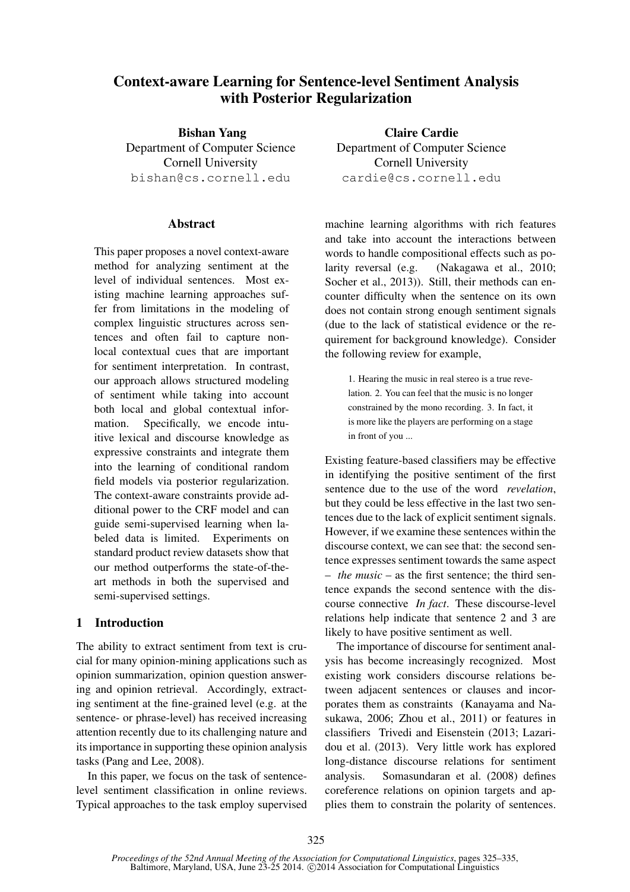# Context-aware Learning for Sentence-level Sentiment Analysis with Posterior Regularization

**Bishan Yang**
Department of Computer Science
Cornell University
bishan@cs.cornell.edu

**Claire Cardie**
Department of Computer Science
Cornell University
cardie@cs.cornell.edu

## Abstract

This paper proposes a novel context-aware method for analyzing sentiment at the level of individual sentences. Most existing machine learning approaches suffer from limitations in the modeling of complex linguistic structures across sentences and often fail to capture non-local contextual cues that are important for sentiment interpretation. In contrast, our approach allows structured modeling of sentiment while taking into account both local and global contextual information. Specifically, we encode intuitive lexical and discourse knowledge as expressive constraints and integrate them into the learning of conditional random field models via posterior regularization. The context-aware constraints provide additional power to the CRF model and can guide semi-supervised learning when labeled data is limited. Experiments on standard product review datasets show that our method outperforms the state-of-the-art methods in both the supervised and semi-supervised settings.

## 1 Introduction

The ability to extract sentiment from text is crucial for many opinion-mining applications such as opinion summarization, opinion question answering and opinion retrieval. Accordingly, extracting sentiment at the fine-grained level (e.g. at the sentence- or phrase-level) has received increasing attention recently due to its challenging nature and its importance in supporting these opinion analysis tasks (Pang and Lee, 2008).

In this paper, we focus on the task of sentence-level sentiment classification in online reviews. Typical approaches to the task employ supervised machine learning algorithms with rich features and take into account the interactions between words to handle compositional effects such as polarity reversal (e.g. (Nakagawa et al., 2010; Socher et al., 2013)). Still, their methods can encounter difficulty when the sentence on its own does not contain strong enough sentiment signals (due to the lack of statistical evidence or the requirement for background knowledge). Consider the following review for example,

> 1. Hearing the music in real stereo is a true revelation. 2. You can feel that the music is no longer constrained by the mono recording. 3. In fact, it is more like the players are performing on a stage in front of you ...

Existing feature-based classifiers may be effective in identifying the positive sentiment of the first sentence due to the use of the word *revelation*, but they could be less effective in the last two sentences due to the lack of explicit sentiment signals. However, if we examine these sentences within the discourse context, we can see that: the second sentence expresses sentiment towards the same aspect – *the music* – as the first sentence; the third sentence expands the second sentence with the discourse connective *In fact*. These discourse-level relations help indicate that sentence 2 and 3 are likely to have positive sentiment as well.

The importance of discourse for sentiment analysis has become increasingly recognized. Most existing work considers discourse relations between adjacent sentences or clauses and incorporates them as constraints (Kanayama and Nasukawa, 2006; Zhou et al., 2011) or features in classifiers Trivedi and Eisenstein (2013; Lazaridou et al. (2013). Very little work has explored long-distance discourse relations for sentiment analysis. Somasundaran et al. (2008) defines coreference relations on opinion targets and applies them to constrain the polarity of sentences.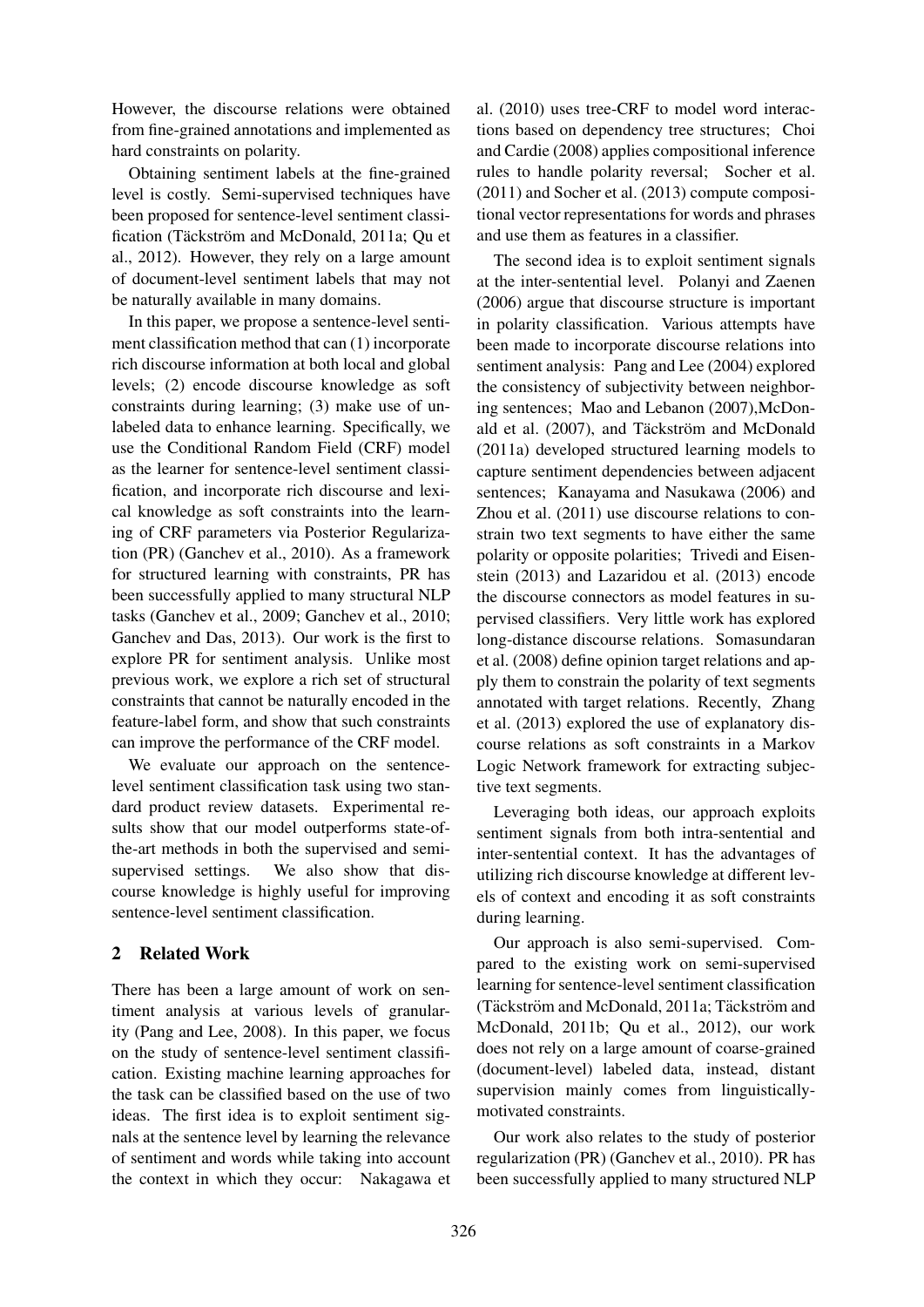However, the discourse relations were obtained from fine-grained annotations and implemented as hard constraints on polarity.

Obtaining sentiment labels at the fine-grained level is costly. Semi-supervised techniques have been proposed for sentence-level sentiment classification (Täckström and McDonald, 2011a; Qu et al., 2012). However, they rely on a large amount of document-level sentiment labels that may not be naturally available in many domains.

In this paper, we propose a sentence-level sentiment classification method that can (1) incorporate rich discourse information at both local and global levels; (2) encode discourse knowledge as soft constraints during learning; (3) make use of unlabeled data to enhance learning. Specifically, we use the Conditional Random Field (CRF) model as the learner for sentence-level sentiment classification, and incorporate rich discourse and lexical knowledge as soft constraints into the learning of CRF parameters via Posterior Regularization (PR) (Ganchev et al., 2010). As a framework for structured learning with constraints, PR has been successfully applied to many structural NLP tasks (Ganchev et al., 2009; Ganchev et al., 2010; Ganchev and Das, 2013). Our work is the first to explore PR for sentiment analysis. Unlike most previous work, we explore a rich set of structural constraints that cannot be naturally encoded in the feature-label form, and show that such constraints can improve the performance of the CRF model.

We evaluate our approach on the sentence-level sentiment classification task using two standard product review datasets. Experimental results show that our model outperforms state-of-the-art methods in both the supervised and semi-supervised settings. We also show that discourse knowledge is highly useful for improving sentence-level sentiment classification.

## 2 Related Work

There has been a large amount of work on sentiment analysis at various levels of granularity (Pang and Lee, 2008). In this paper, we focus on the study of sentence-level sentiment classification. Existing machine learning approaches for the task can be classified based on the use of two ideas. The first idea is to exploit sentiment signals at the sentence level by learning the relevance of sentiment and words while taking into account the context in which they occur: Nakagawa et al. (2010) uses tree-CRF to model word interactions based on dependency tree structures; Choi and Cardie (2008) applies compositional inference rules to handle polarity reversal; Socher et al. (2011) and Socher et al. (2013) compute compositional vector representations for words and phrases and use them as features in a classifier.

The second idea is to exploit sentiment signals at the inter-sentential level. Polanyi and Zaenen (2006) argue that discourse structure is important in polarity classification. Various attempts have been made to incorporate discourse relations into sentiment analysis: Pang and Lee (2004) explored the consistency of subjectivity between neighboring sentences; Mao and Lebanon (2007),McDonald et al. (2007), and Täckström and McDonald (2011a) developed structured learning models to capture sentiment dependencies between adjacent sentences; Kanayama and Nasukawa (2006) and Zhou et al. (2011) use discourse relations to constrain two text segments to have either the same polarity or opposite polarities; Trivedi and Eisenstein (2013) and Lazaridou et al. (2013) encode the discourse connectors as model features in supervised classifiers. Very little work has explored long-distance discourse relations. Somasundaran et al. (2008) define opinion target relations and apply them to constrain the polarity of text segments annotated with target relations. Recently, Zhang et al. (2013) explored the use of explanatory discourse relations as soft constraints in a Markov Logic Network framework for extracting subjective text segments.

Leveraging both ideas, our approach exploits sentiment signals from both intra-sentential and inter-sentential context. It has the advantages of utilizing rich discourse knowledge at different levels of context and encoding it as soft constraints during learning.

Our approach is also semi-supervised. Compared to the existing work on semi-supervised learning for sentence-level sentiment classification (Täckström and McDonald, 2011a; Täckström and McDonald, 2011b; Qu et al., 2012), our work does not rely on a large amount of coarse-grained (document-level) labeled data, instead, distant supervision mainly comes from linguistically-motivated constraints.

Our work also relates to the study of posterior regularization (PR) (Ganchev et al., 2010). PR has been successfully applied to many structured NLP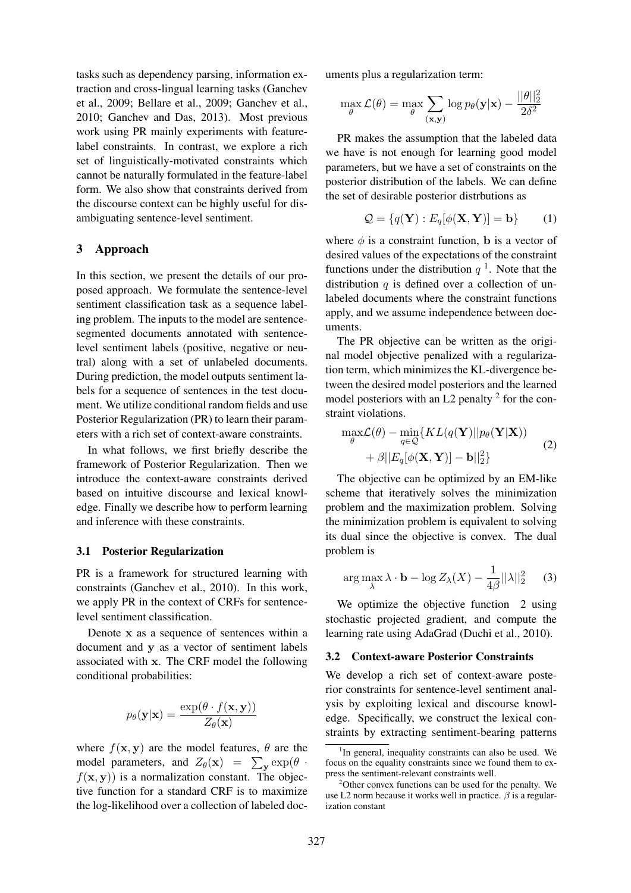tasks such as dependency parsing, information extraction and cross-lingual learning tasks (Ganchev et al., 2009; Bellare et al., 2009; Ganchev et al., 2010; Ganchev and Das, 2013). Most previous work using PR mainly experiments with feature-label constraints. In contrast, we explore a rich set of linguistically-motivated constraints which cannot be naturally formulated in the feature-label form. We also show that constraints derived from the discourse context can be highly useful for disambiguating sentence-level sentiment.

## 3 Approach

In this section, we present the details of our proposed approach. We formulate the sentence-level sentiment classification task as a sequence labeling problem. The inputs to the model are sentence-segmented documents annotated with sentence-level sentiment labels (positive, negative or neutral) along with a set of unlabeled documents. During prediction, the model outputs sentiment labels for a sequence of sentences in the test document. We utilize conditional random fields and use Posterior Regularization (PR) to learn their parameters with a rich set of context-aware constraints.

In what follows, we first briefly describe the framework of Posterior Regularization. Then we introduce the context-aware constraints derived based on intuitive discourse and lexical knowledge. Finally we describe how to perform learning and inference with these constraints.

### 3.1 Posterior Regularization

PR is a framework for structured learning with constraints (Ganchev et al., 2010). In this work, we apply PR in the context of CRFs for sentence-level sentiment classification.

Denote $\mathbf{x}$ as a sequence of sentences within a document and $\mathbf{y}$ as a vector of sentiment labels associated with $\mathbf{x}$. The CRF model the following conditional probabilities:

$$p_\theta(\mathbf{y}|\mathbf{x}) = \frac{\exp(\theta \cdot f(\mathbf{x}, \mathbf{y}))}{Z_\theta(\mathbf{x})}$$

where $f(\mathbf{x}, \mathbf{y})$ are the model features, $\theta$ are the model parameters, and $Z_\theta(\mathbf{x}) = \sum_{\mathbf{y}} \exp(\theta \cdot f(\mathbf{x}, \mathbf{y}))$ is a normalization constant. The objective function for a standard CRF is to maximize the log-likelihood over a collection of labeled documents plus a regularization term:

$$\max_\theta \mathcal{L}(\theta) = \max_\theta \sum_{(\mathbf{x},\mathbf{y})} \log p_\theta(\mathbf{y}|\mathbf{x}) - \frac{||\theta||_2^2}{2\delta^2}$$

PR makes the assumption that the labeled data we have is not enough for learning good model parameters, but we have a set of constraints on the posterior distribution of the labels. We can define the set of desirable posterior distrbutions as

$$\mathcal{Q} = \{q(\mathbf{Y}) : E_q[\phi(\mathbf{X}, \mathbf{Y})] = \mathbf{b}\} \quad (1)$$

where $\phi$ is a constraint function, $\mathbf{b}$ is a vector of desired values of the expectations of the constraint functions under the distribution $q$ [1]. Note that the distribution $q$ is defined over a collection of unlabeled documents where the constraint functions apply, and we assume independence between documents.

The PR objective can be written as the original model objective penalized with a regularization term, which minimizes the KL-divergence between the desired model posteriors and the learned model posteriors with an L2 penalty [2] for the constraint violations.

$$\begin{aligned} \max_\theta \mathcal{L}(\theta) - \min_{q \in \mathcal{Q}} \{ & KL(q(\mathbf{Y})||p_\theta(\mathbf{Y}|\mathbf{X})) \\ & + \beta ||E_q[\phi(\mathbf{X}, \mathbf{Y})] - \mathbf{b}||_2^2 \} \end{aligned} \quad (2)$$

The objective can be optimized by an EM-like scheme that iteratively solves the minimization problem and the maximization problem. Solving the minimization problem is equivalent to solving its dual since the objective is convex. The dual problem is

$$\arg\max_\lambda \lambda \cdot \mathbf{b} - \log Z_\lambda(X) - \frac{1}{4\beta}||\lambda||_2^2 \quad (3)$$

We optimize the objective function 2 using stochastic projected gradient, and compute the learning rate using AdaGrad (Duchi et al., 2010).

### 3.2 Context-aware Posterior Constraints

We develop a rich set of context-aware posterior constraints for sentence-level sentiment analysis by exploiting lexical and discourse knowledge. Specifically, we construct the lexical constraints by extracting sentiment-bearing patterns

[1] In general, inequality constraints can also be used. We focus on the equality constraints since we found them to express the sentiment-relevant constraints well.

[2] Other convex functions can be used for the penalty. We use L2 norm because it works well in practice. $\beta$ is a regularization constant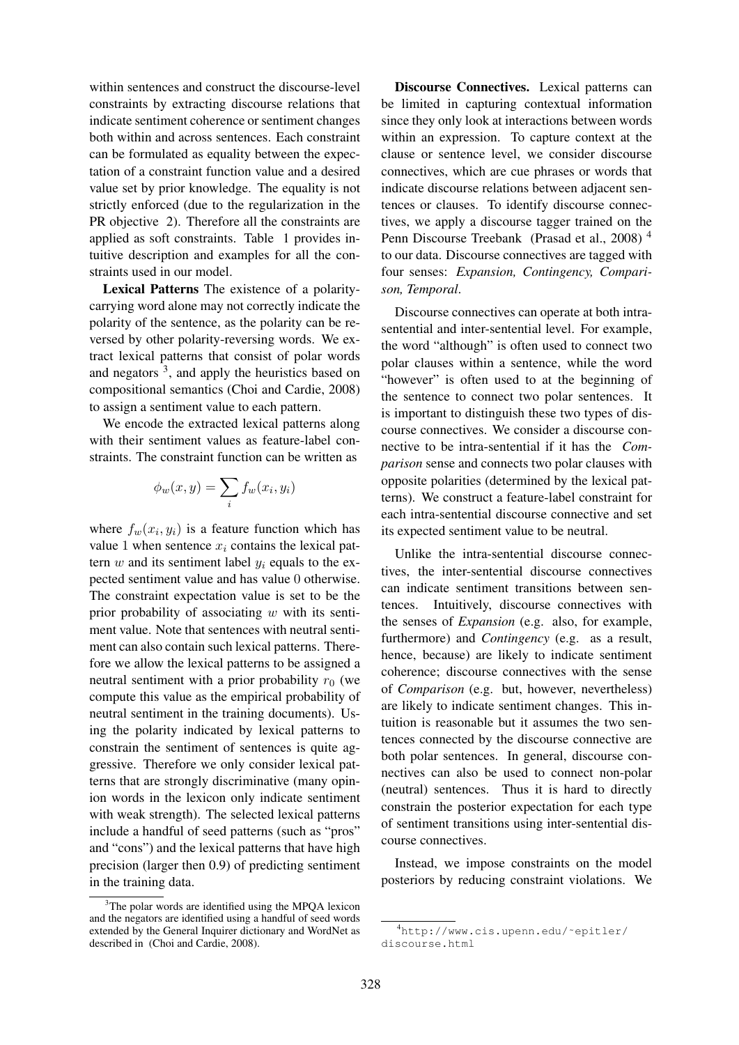within sentences and construct the discourse-level constraints by extracting discourse relations that indicate sentiment coherence or sentiment changes both within and across sentences. Each constraint can be formulated as equality between the expectation of a constraint function value and a desired value set by prior knowledge. The equality is not strictly enforced (due to the regularization in the PR objective 2). Therefore all the constraints are applied as soft constraints. Table 1 provides intuitive description and examples for all the constraints used in our model.

**Lexical Patterns** The existence of a polarity-carrying word alone may not correctly indicate the polarity of the sentence, as the polarity can be reversed by other polarity-reversing words. We extract lexical patterns that consist of polar words and negators [3], and apply the heuristics based on compositional semantics (Choi and Cardie, 2008) to assign a sentiment value to each pattern.

We encode the extracted lexical patterns along with their sentiment values as feature-label constraints. The constraint function can be written as

$$\phi_w(x, y) = \sum_i f_w(x_i, y_i)$$

where $f_w(x_i, y_i)$ is a feature function which has value 1 when sentence $x_i$ contains the lexical pattern $w$ and its sentiment label $y_i$ equals to the expected sentiment value and has value 0 otherwise. The constraint expectation value is set to be the prior probability of associating $w$ with its sentiment value. Note that sentences with neutral sentiment can also contain such lexical patterns. Therefore we allow the lexical patterns to be assigned a neutral sentiment with a prior probability $r_0$ (we compute this value as the empirical probability of neutral sentiment in the training documents). Using the polarity indicated by lexical patterns to constrain the sentiment of sentences is quite aggressive. Therefore we only consider lexical patterns that are strongly discriminative (many opinion words in the lexicon only indicate sentiment with weak strength). The selected lexical patterns include a handful of seed patterns (such as "pros" and "cons") and the lexical patterns that have high precision (larger then 0.9) of predicting sentiment in the training data.

[3] The polar words are identified using the MPQA lexicon and the negators are identified using a handful of seed words extended by the General Inquirer dictionary and WordNet as described in (Choi and Cardie, 2008).

**Discourse Connectives.** Lexical patterns can be limited in capturing contextual information since they only look at interactions between words within an expression. To capture context at the clause or sentence level, we consider discourse connectives, which are cue phrases or words that indicate discourse relations between adjacent sentences or clauses. To identify discourse connectives, we apply a discourse tagger trained on the Penn Discourse Treebank (Prasad et al., 2008) [4] to our data. Discourse connectives are tagged with four senses: *Expansion, Contingency, Comparison, Temporal*.

Discourse connectives can operate at both intra-sentential and inter-sentential level. For example, the word "although" is often used to connect two polar clauses within a sentence, while the word "however" is often used to at the beginning of the sentence to connect two polar sentences. It is important to distinguish these two types of discourse connectives. We consider a discourse connective to be intra-sentential if it has the *Comparison* sense and connects two polar clauses with opposite polarities (determined by the lexical patterns). We construct a feature-label constraint for each intra-sentential discourse connective and set its expected sentiment value to be neutral.

Unlike the intra-sentential discourse connectives, the inter-sentential discourse connectives can indicate sentiment transitions between sentences. Intuitively, discourse connectives with the senses of *Expansion* (e.g. also, for example, furthermore) and *Contingency* (e.g. as a result, hence, because) are likely to indicate sentiment coherence; discourse connectives with the sense of *Comparison* (e.g. but, however, nevertheless) are likely to indicate sentiment changes. This intuition is reasonable but it assumes the two sentences connected by the discourse connective are both polar sentences. In general, discourse connectives can also be used to connect non-polar (neutral) sentences. Thus it is hard to directly constrain the posterior expectation for each type of sentiment transitions using inter-sentential discourse connectives.

Instead, we impose constraints on the model posteriors by reducing constraint violations. We

[4] http://www.cis.upenn.edu/~epitler/discourse.html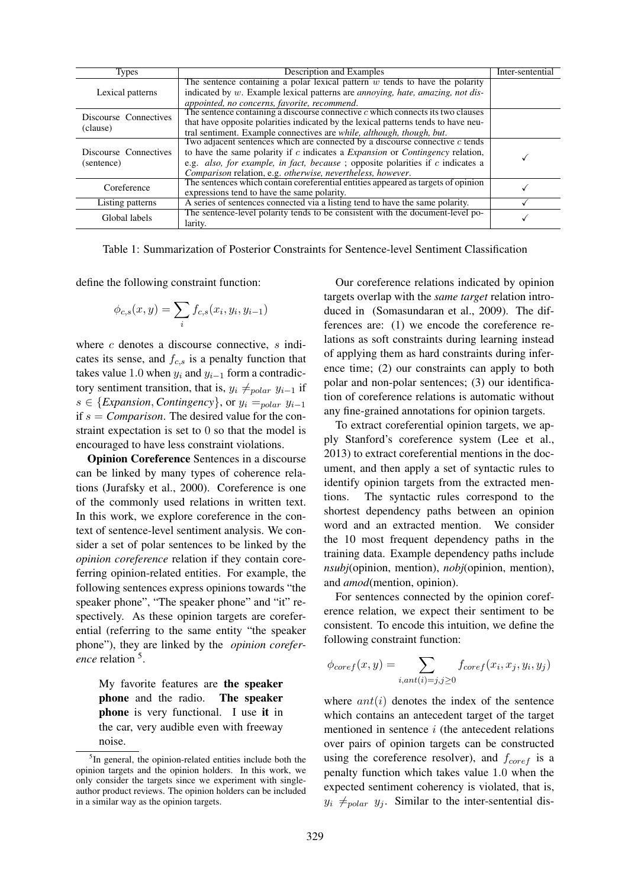| Types | Description and Examples | Inter-sentential |
|---|---|---|
| Lexical patterns | The sentence containing a polar lexical pattern $w$ tends to have the polarity indicated by $w$. Example lexical patterns are *annoying, hate, amazing, not disappointed, no concerns, favorite, recommend*. | |
| Discourse Connectives (clause) | The sentence containing a discourse connective $c$ which connects its two clauses that have opposite polarities indicated by the lexical patterns tends to have neutral sentiment. Example connectives are *while, although, though, but*. | |
| Discourse Connectives (sentence) | Two adjacent sentences which are connected by a discourse connective $c$ tends to have the same polarity if $c$ indicates a *Expansion* or *Contingency* relation, e.g. *also, for example, in fact, because* ; opposite polarities if $c$ indicates a *Comparison* relation, e.g. *otherwise, nevertheless, however*. | ✓ |
| Coreference | The sentences which contain coreferential entities appeared as targets of opinion expressions tend to have the same polarity. | ✓ |
| Listing patterns | A series of sentences connected via a listing tend to have the same polarity. | ✓ |
| Global labels | The sentence-level polarity tends to be consistent with the document-level polarity. | ✓ |

Table 1: Summarization of Posterior Constraints for Sentence-level Sentiment Classification

define the following constraint function:

$$\phi_{c,s}(x, y) = \sum_{i} f_{c,s}(x_i, y_i, y_{i-1})$$

where $c$ denotes a discourse connective, $s$ indicates its sense, and $f_{c,s}$ is a penalty function that takes value $1.0$ when $y_i$ and $y_{i-1}$ form a contradictory sentiment transition, that is, $y_i \neq_{polar} y_{i-1}$ if $s \in \{Expansion, Contingency\}$, or $y_i =_{polar} y_{i-1}$ if $s = Comparison$. The desired value for the constraint expectation is set to $0$ so that the model is encouraged to have less constraint violations.

**Opinion Coreference** Sentences in a discourse can be linked by many types of coherence relations (Jurafsky et al., 2000). Coreference is one of the commonly used relations in written text. In this work, we explore coreference in the context of sentence-level sentiment analysis. We consider a set of polar sentences to be linked by the *opinion coreference* relation if they contain coreferring opinion-related entities. For example, the following sentences express opinions towards "the speaker phone", "The speaker phone" and "it" respectively. As these opinion targets are coreferential (referring to the same entity "the speaker phone"), they are linked by the *opinion coreference* relation [5].

> My favorite features are **the speaker phone** and the radio. **The speaker phone** is very functional. I use **it** in the car, very audible even with freeway noise.

[5] In general, the opinion-related entities include both the opinion targets and the opinion holders. In this work, we only consider the targets since we experiment with single-author product reviews. The opinion holders can be included in a similar way as the opinion targets.

Our coreference relations indicated by opinion targets overlap with the *same target* relation introduced in (Somasundaran et al., 2009). The differences are: (1) we encode the coreference relations as soft constraints during learning instead of applying them as hard constraints during inference time; (2) our constraints can apply to both polar and non-polar sentences; (3) our identification of coreference relations is automatic without any fine-grained annotations for opinion targets.

To extract coreferential opinion targets, we apply Stanford's coreference system (Lee et al., 2013) to extract coreferential mentions in the document, and then apply a set of syntactic rules to identify opinion targets from the extracted mentions. The syntactic rules correspond to the shortest dependency paths between an opinion word and an extracted mention. We consider the 10 most frequent dependency paths in the training data. Example dependency paths include *nsubj*(opinion, mention), *nobj*(opinion, mention), and *amod*(mention, opinion).

For sentences connected by the opinion coreference relation, we expect their sentiment to be consistent. To encode this intuition, we define the following constraint function:

$$\phi_{coref}(x, y) = \sum_{i, ant(i)=j, j \geq 0} f_{coref}(x_i, x_j, y_i, y_j)$$

where $ant(i)$ denotes the index of the sentence which contains an antecedent target of the target mentioned in sentence $i$ (the antecedent relations over pairs of opinion targets can be constructed using the coreference resolver), and $f_{coref}$ is a penalty function which takes value $1.0$ when the expected sentiment coherency is violated, that is, $y_i \neq_{polar} y_j$. Similar to the inter-sentential dis-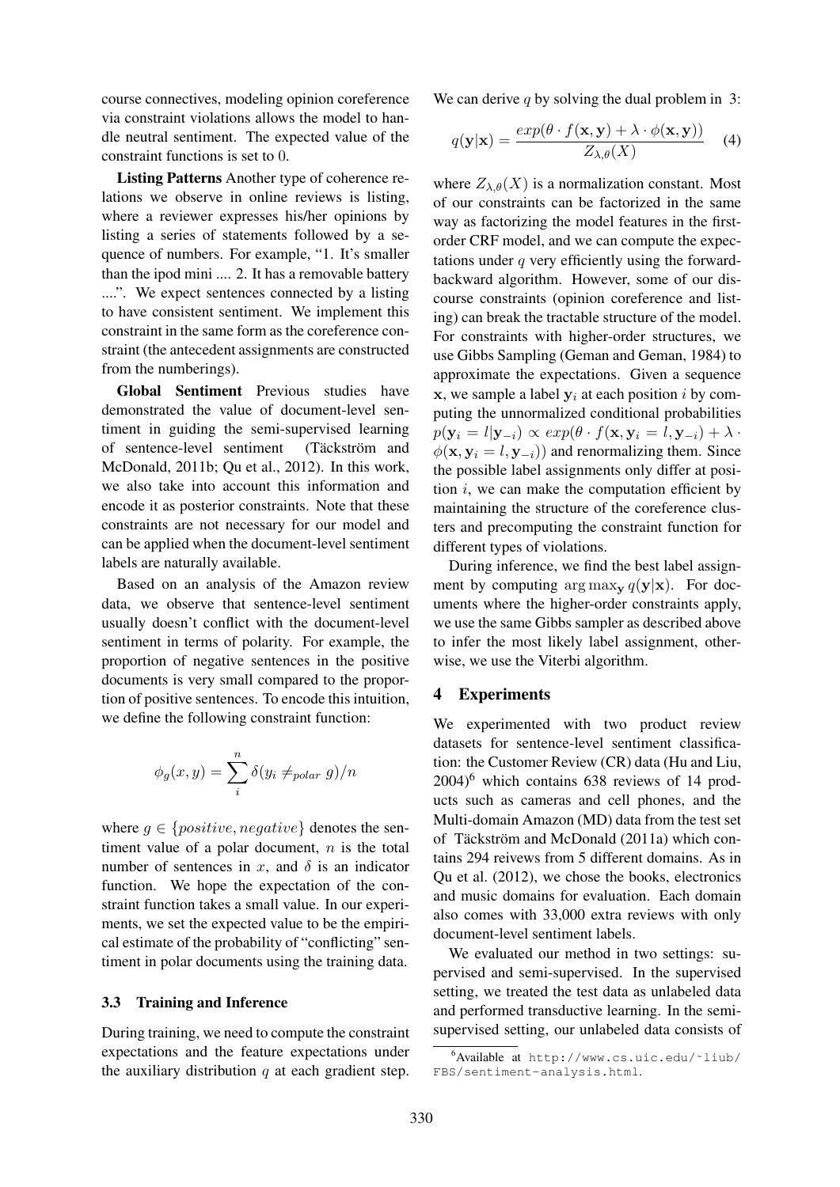course connectives, modeling opinion coreference via constraint violations allows the model to handle neutral sentiment. The expected value of the constraint functions is set to 0.

**Listing Patterns** Another type of coherence relations we observe in online reviews is listing, where a reviewer expresses his/her opinions by listing a series of statements followed by a sequence of numbers. For example, "1. It's smaller than the ipod mini .... 2. It has a removable battery ....". We expect sentences connected by a listing to have consistent sentiment. We implement this constraint in the same form as the coreference constraint (the antecedent assignments are constructed from the numberings).

**Global Sentiment** Previous studies have demonstrated the value of document-level sentiment in guiding the semi-supervised learning of sentence-level sentiment (Täckström and McDonald, 2011b; Qu et al., 2012). In this work, we also take into account this information and encode it as posterior constraints. Note that these constraints are not necessary for our model and can be applied when the document-level sentiment labels are naturally available.

Based on an analysis of the Amazon review data, we observe that sentence-level sentiment usually doesn't conflict with the document-level sentiment in terms of polarity. For example, the proportion of negative sentences in the positive documents is very small compared to the proportion of positive sentences. To encode this intuition, we define the following constraint function:

$$\phi_g(x, y) = \sum_i^n \delta(y_i \neq_{polar} g)/n$$

where $g \in \{positive, negative\}$ denotes the sentiment value of a polar document, $n$ is the total number of sentences in $x$, and $\delta$ is an indicator function. We hope the expectation of the constraint function takes a small value. In our experiments, we set the expected value to be the empirical estimate of the probability of "conflicting" sentiment in polar documents using the training data.

### 3.3 Training and Inference

During training, we need to compute the constraint expectations and the feature expectations under the auxiliary distribution $q$ at each gradient step. We can derive $q$ by solving the dual problem in 3:

$$q(\mathbf{y}|\mathbf{x}) = \frac{exp(\theta \cdot f(\mathbf{x}, \mathbf{y}) + \lambda \cdot \phi(\mathbf{x}, \mathbf{y}))}{Z_{\lambda,\theta}(X)} \quad (4)$$

where $Z_{\lambda,\theta}(X)$ is a normalization constant. Most of our constraints can be factorized in the same way as factorizing the model features in the first-order CRF model, and we can compute the expectations under $q$ very efficiently using the forward-backward algorithm. However, some of our discourse constraints (opinion coreference and listing) can break the tractable structure of the model. For constraints with higher-order structures, we use Gibbs Sampling (Geman and Geman, 1984) to approximate the expectations. Given a sequence $\mathbf{x}$, we sample a label $\mathbf{y}_i$ at each position $i$ by computing the unnormalized conditional probabilities $p(\mathbf{y}_i = l|\mathbf{y}_{-i}) \propto exp(\theta \cdot f(\mathbf{x}, \mathbf{y}_i = l, \mathbf{y}_{-i}) + \lambda \cdot \phi(\mathbf{x}, \mathbf{y}_i = l, \mathbf{y}_{-i}))$ and renormalizing them. Since the possible label assignments only differ at position $i$, we can make the computation efficient by maintaining the structure of the coreference clusters and precomputing the constraint function for different types of violations.

During inference, we find the best label assignment by computing $\arg\max_{\mathbf{y}} q(\mathbf{y}|\mathbf{x})$. For documents where the higher-order constraints apply, we use the same Gibbs sampler as described above to infer the most likely label assignment, otherwise, we use the Viterbi algorithm.

## 4 Experiments

We experimented with two product review datasets for sentence-level sentiment classification: the Customer Review (CR) data (Hu and Liu, 2004)[6] which contains 638 reviews of 14 products such as cameras and cell phones, and the Multi-domain Amazon (MD) data from the test set of Täckström and McDonald (2011a) which contains 294 reivews from 5 different domains. As in Qu et al. (2012), we chose the books, electronics and music domains for evaluation. Each domain also comes with 33,000 extra reviews with only document-level sentiment labels.

We evaluated our method in two settings: supervised and semi-supervised. In the supervised setting, we treated the test data as unlabeled data and performed transductive learning. In the semi-supervised setting, our unlabeled data consists of

[6] Available at http://www.cs.uic.edu/~liub/FBS/sentiment-analysis.html.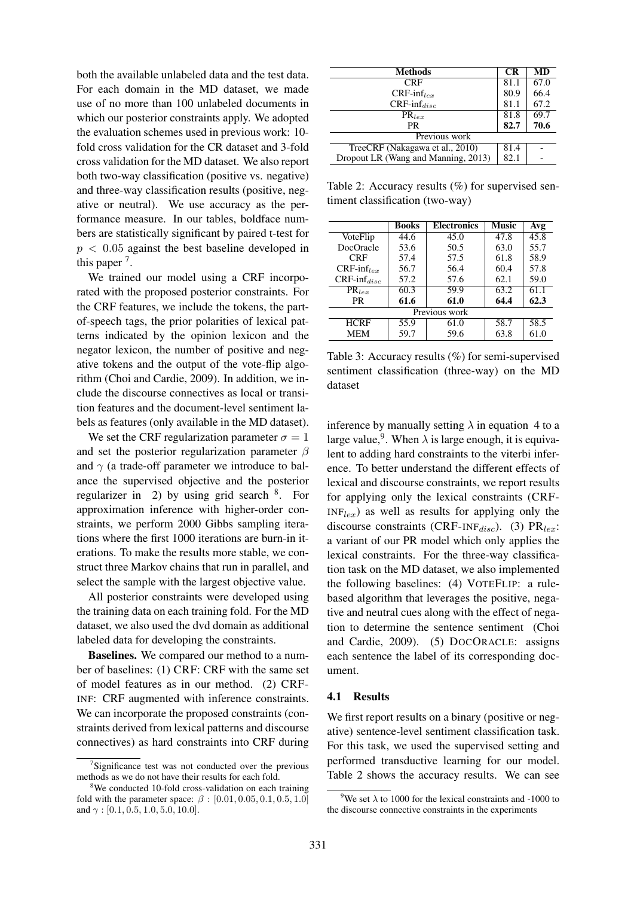both the available unlabeled data and the test data. For each domain in the MD dataset, we made use of no more than 100 unlabeled documents in which our posterior constraints apply. We adopted the evaluation schemes used in previous work: 10-fold cross validation for the CR dataset and 3-fold cross validation for the MD dataset. We also report both two-way classification (positive vs. negative) and three-way classification results (positive, negative or neutral). We use accuracy as the performance measure. In our tables, boldface numbers are statistically significant by paired t-test for $p < 0.05$ against the best baseline developed in this paper [7].

We trained our model using a CRF incorporated with the proposed posterior constraints. For the CRF features, we include the tokens, the part-of-speech tags, the prior polarities of lexical patterns indicated by the opinion lexicon and the negator lexicon, the number of positive and negative tokens and the output of the vote-flip algorithm (Choi and Cardie, 2009). In addition, we include the discourse connectives as local or transition features and the document-level sentiment labels as features (only available in the MD dataset).

We set the CRF regularization parameter $\sigma = 1$ and set the posterior regularization parameter $\beta$ and $\gamma$ (a trade-off parameter we introduce to balance the supervised objective and the posterior regularizer in 2) by using grid search [8]. For approximation inference with higher-order constraints, we perform 2000 Gibbs sampling iterations where the first 1000 iterations are burn-in iterations. To make the results more stable, we construct three Markov chains that run in parallel, and select the sample with the largest objective value.

All posterior constraints were developed using the training data on each training fold. For the MD dataset, we also used the dvd domain as additional labeled data for developing the constraints.

**Baselines.** We compared our method to a number of baselines: (1) CRF: CRF with the same set of model features as in our method. (2) CRF-INF: CRF augmented with inference constraints. We can incorporate the proposed constraints (constraints derived from lexical patterns and discourse connectives) as hard constraints into CRF during inference by manually setting $\lambda$ in equation 4 to a large value,[9]. When $\lambda$ is large enough, it is equivalent to adding hard constraints to the viterbi inference. To better understand the different effects of lexical and discourse constraints, we report results for applying only the lexical constraints (CRF-INF$_{lex}$) as well as results for applying only the discourse constraints (CRF-INF$_{disc}$). (3) PR$_{lex}$: a variant of our PR model which only applies the lexical constraints. For the three-way classification task on the MD dataset, we also implemented the following baselines: (4) VOTEFLIP: a rule-based algorithm that leverages the positive, negative and neutral cues along with the effect of negation to determine the sentence sentiment (Choi and Cardie, 2009). (5) DOCORACLE: assigns each sentence the label of its corresponding document.

| Methods | CR | MD |
|---|---|---|
| CRF | 81.1 | 67.0 |
| CRF-inf$_{lex}$ | 80.9 | 66.4 |
| CRF-inf$_{disc}$ | 81.1 | 67.2 |
| PR$_{lex}$ | 81.8 | 69.7 |
| PR | **82.7** | **70.6** |
| Previous work | | |
| TreeCRF (Nakagawa et al., 2010) | 81.4 | - |
| Dropout LR (Wang and Manning, 2013) | 82.1 | - |

Table 2: Accuracy results (%) for supervised sentiment classification (two-way)

| | Books | Electronics | Music | Avg |
|---|---|---|---|---|
| VoteFlip | 44.6 | 45.0 | 47.8 | 45.8 |
| DocOracle | 53.6 | 50.5 | 63.0 | 55.7 |
| CRF | 57.4 | 57.5 | 61.8 | 58.9 |
| CRF-inf$_{lex}$ | 56.7 | 56.4 | 60.4 | 57.8 |
| CRF-inf$_{disc}$ | 57.2 | 57.6 | 62.1 | 59.0 |
| PR$_{lex}$ | 60.3 | 59.9 | 63.2 | 61.1 |
| PR | **61.6** | **61.0** | **64.4** | **62.3** |
| Previous work | | | | |
| HCRF | 55.9 | 61.0 | 58.7 | 58.5 |
| MEM | 59.7 | 59.6 | 63.8 | 61.0 |

Table 3: Accuracy results (%) for semi-supervised sentiment classification (three-way) on the MD dataset

### 4.1 Results

We first report results on a binary (positive or negative) sentence-level sentiment classification task. For this task, we used the supervised setting and performed transductive learning for our model. Table 2 shows the accuracy results. We can see

---

[7] Significance test was not conducted over the previous methods as we do not have their results for each fold.

[8] We conducted 10-fold cross-validation on each training fold with the parameter space: $\beta : [0.01, 0.05, 0.1, 0.5, 1.0]$ and $\gamma : [0.1, 0.5, 1.0, 5.0, 10.0]$.

[9] We set $\lambda$ to 1000 for the lexical constraints and -1000 to the discourse connective constraints in the experiments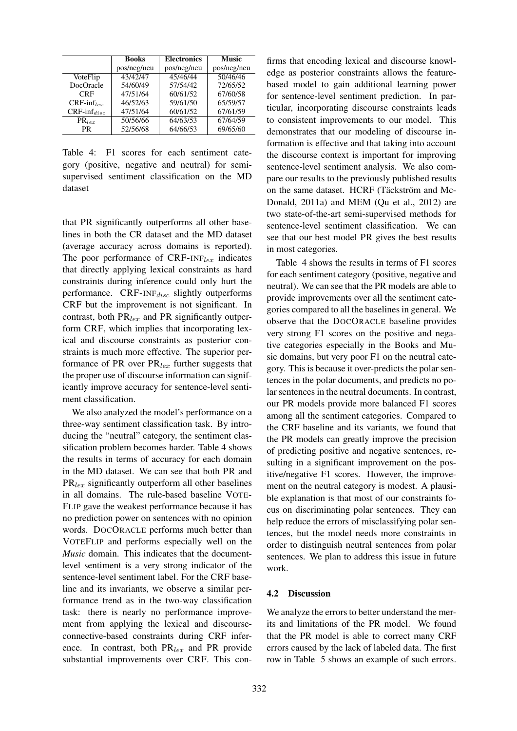|  | Books | Electronics | Music |
| --- | --- | --- | --- |
|  | pos/neg/neu | pos/neg/neu | pos/neg/neu |
| VoteFlip | 43/42/47 | 45/46/44 | 50/46/46 |
| DocOracle | 54/60/49 | 57/54/42 | 72/65/52 |
| CRF | 47/51/64 | 60/61/52 | 67/60/58 |
| CRF-inf$_{lex}$ | 46/52/63 | 59/61/50 | 65/59/57 |
| CRF-inf$_{disc}$ | 47/51/64 | 60/61/52 | 67/61/59 |
| PR$_{lex}$ | 50/56/66 | 64/63/53 | 67/64/59 |
| PR | 52/56/68 | 64/66/53 | 69/65/60 |

Table 4: F1 scores for each sentiment category (positive, negative and neutral) for semi-supervised sentiment classification on the MD dataset

that PR significantly outperforms all other baselines in both the CR dataset and the MD dataset (average accuracy across domains is reported). The poor performance of CRF-INF$_{lex}$ indicates that directly applying lexical constraints as hard constraints during inference could only hurt the performance. CRF-INF$_{disc}$ slightly outperforms CRF but the improvement is not significant. In contrast, both PR$_{lex}$ and PR significantly outperform CRF, which implies that incorporating lexical and discourse constraints as posterior constraints is much more effective. The superior performance of PR over PR$_{lex}$ further suggests that the proper use of discourse information can significantly improve accuracy for sentence-level sentiment classification.

We also analyzed the model's performance on a three-way sentiment classification task. By introducing the "neutral" category, the sentiment classification problem becomes harder. Table 4 shows the results in terms of accuracy for each domain in the MD dataset. We can see that both PR and PR$_{lex}$ significantly outperform all other baselines in all domains. The rule-based baseline VOTEFLIP gave the weakest performance because it has no prediction power on sentences with no opinion words. DOCORACLE performs much better than VOTEFLIP and performs especially well on the *Music* domain. This indicates that the document-level sentiment is a very strong indicator of the sentence-level sentiment label. For the CRF baseline and its invariants, we observe a similar performance trend as in the two-way classification task: there is nearly no performance improvement from applying the lexical and discourse-connective-based constraints during CRF inference. In contrast, both PR$_{lex}$ and PR provide substantial improvements over CRF. This confirms that encoding lexical and discourse knowledge as posterior constraints allows the feature-based model to gain additional learning power for sentence-level sentiment prediction. In particular, incorporating discourse constraints leads to consistent improvements to our model. This demonstrates that our modeling of discourse information is effective and that taking into account the discourse context is important for improving sentence-level sentiment analysis. We also compare our results to the previously published results on the same dataset. HCRF (Täckström and McDonald, 2011a) and MEM (Qu et al., 2012) are two state-of-the-art semi-supervised methods for sentence-level sentiment classification. We can see that our best model PR gives the best results in most categories.

Table 4 shows the results in terms of F1 scores for each sentiment category (positive, negative and neutral). We can see that the PR models are able to provide improvements over all the sentiment categories compared to all the baselines in general. We observe that the DOCORACLE baseline provides very strong F1 scores on the positive and negative categories especially in the Books and Music domains, but very poor F1 on the neutral category. This is because it over-predicts the polar sentences in the polar documents, and predicts no polar sentences in the neutral documents. In contrast, our PR models provide more balanced F1 scores among all the sentiment categories. Compared to the CRF baseline and its variants, we found that the PR models can greatly improve the precision of predicting positive and negative sentences, resulting in a significant improvement on the positive/negative F1 scores. However, the improvement on the neutral category is modest. A plausible explanation is that most of our constraints focus on discriminating polar sentences. They can help reduce the errors of misclassifying polar sentences, but the model needs more constraints in order to distinguish neutral sentences from polar sentences. We plan to address this issue in future work.

### 4.2 Discussion

We analyze the errors to better understand the merits and limitations of the PR model. We found that the PR model is able to correct many CRF errors caused by the lack of labeled data. The first row in Table 5 shows an example of such errors.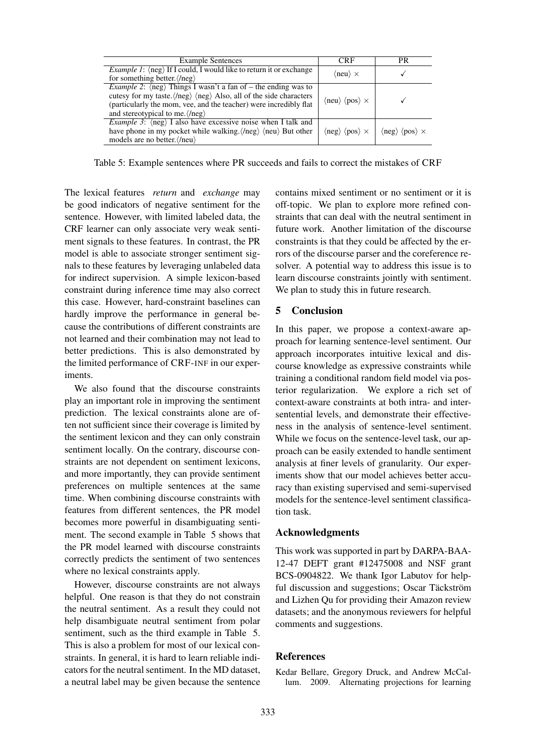| Example Sentences | CRF | PR |
|---|---|---|
| *Example 1*: ⟨neg⟩ If I could, I would like to return it or exchange for something better.⟨/neg⟩ | ⟨neu⟩ × | ✓ |
| *Example 2*: ⟨neg⟩ Things I wasn't a fan of – the ending was to cutesy for my taste.⟨/neg⟩ ⟨neg⟩ Also, all of the side characters (particularly the mom, vee, and the teacher) were incredibly flat and stereotypical to me.⟨/neg⟩ | ⟨neu⟩ ⟨pos⟩ × | ✓ |
| *Example 3*: ⟨neg⟩ I also have excessive noise when I talk and have phone in my pocket while walking.⟨/neg⟩ ⟨neu⟩ But other models are no better.⟨/neu⟩ | ⟨neg⟩ ⟨pos⟩ × | ⟨neg⟩ ⟨pos⟩ × |

Table 5: Example sentences where PR succeeds and fails to correct the mistakes of CRF

The lexical features *return* and *exchange* may be good indicators of negative sentiment for the sentence. However, with limited labeled data, the CRF learner can only associate very weak sentiment signals to these features. In contrast, the PR model is able to associate stronger sentiment signals to these features by leveraging unlabeled data for indirect supervision. A simple lexicon-based constraint during inference time may also correct this case. However, hard-constraint baselines can hardly improve the performance in general because the contributions of different constraints are not learned and their combination may not lead to better predictions. This is also demonstrated by the limited performance of CRF-INF in our experiments.

We also found that the discourse constraints play an important role in improving the sentiment prediction. The lexical constraints alone are often not sufficient since their coverage is limited by the sentiment lexicon and they can only constrain sentiment locally. On the contrary, discourse constraints are not dependent on sentiment lexicons, and more importantly, they can provide sentiment preferences on multiple sentences at the same time. When combining discourse constraints with features from different sentences, the PR model becomes more powerful in disambiguating sentiment. The second example in Table 5 shows that the PR model learned with discourse constraints correctly predicts the sentiment of two sentences where no lexical constraints apply.

However, discourse constraints are not always helpful. One reason is that they do not constrain the neutral sentiment. As a result they could not help disambiguate neutral sentiment from polar sentiment, such as the third example in Table 5. This is also a problem for most of our lexical constraints. In general, it is hard to learn reliable indicators for the neutral sentiment. In the MD dataset, a neutral label may be given because the sentence contains mixed sentiment or no sentiment or it is off-topic. We plan to explore more refined constraints that can deal with the neutral sentiment in future work. Another limitation of the discourse constraints is that they could be affected by the errors of the discourse parser and the coreference resolver. A potential way to address this issue is to learn discourse constraints jointly with sentiment. We plan to study this in future research.

## 5 Conclusion

In this paper, we propose a context-aware approach for learning sentence-level sentiment. Our approach incorporates intuitive lexical and discourse knowledge as expressive constraints while training a conditional random field model via posterior regularization. We explore a rich set of context-aware constraints at both intra- and inter-sentential levels, and demonstrate their effectiveness in the analysis of sentence-level sentiment. While we focus on the sentence-level task, our approach can be easily extended to handle sentiment analysis at finer levels of granularity. Our experiments show that our model achieves better accuracy than existing supervised and semi-supervised models for the sentence-level sentiment classification task.

## Acknowledgments

This work was supported in part by DARPA-BAA-12-47 DEFT grant #12475008 and NSF grant BCS-0904822. We thank Igor Labutov for helpful discussion and suggestions; Oscar Täckström and Lizhen Qu for providing their Amazon review datasets; and the anonymous reviewers for helpful comments and suggestions.

## References

Kedar Bellare, Gregory Druck, and Andrew McCallum. 2009. Alternating projections for learning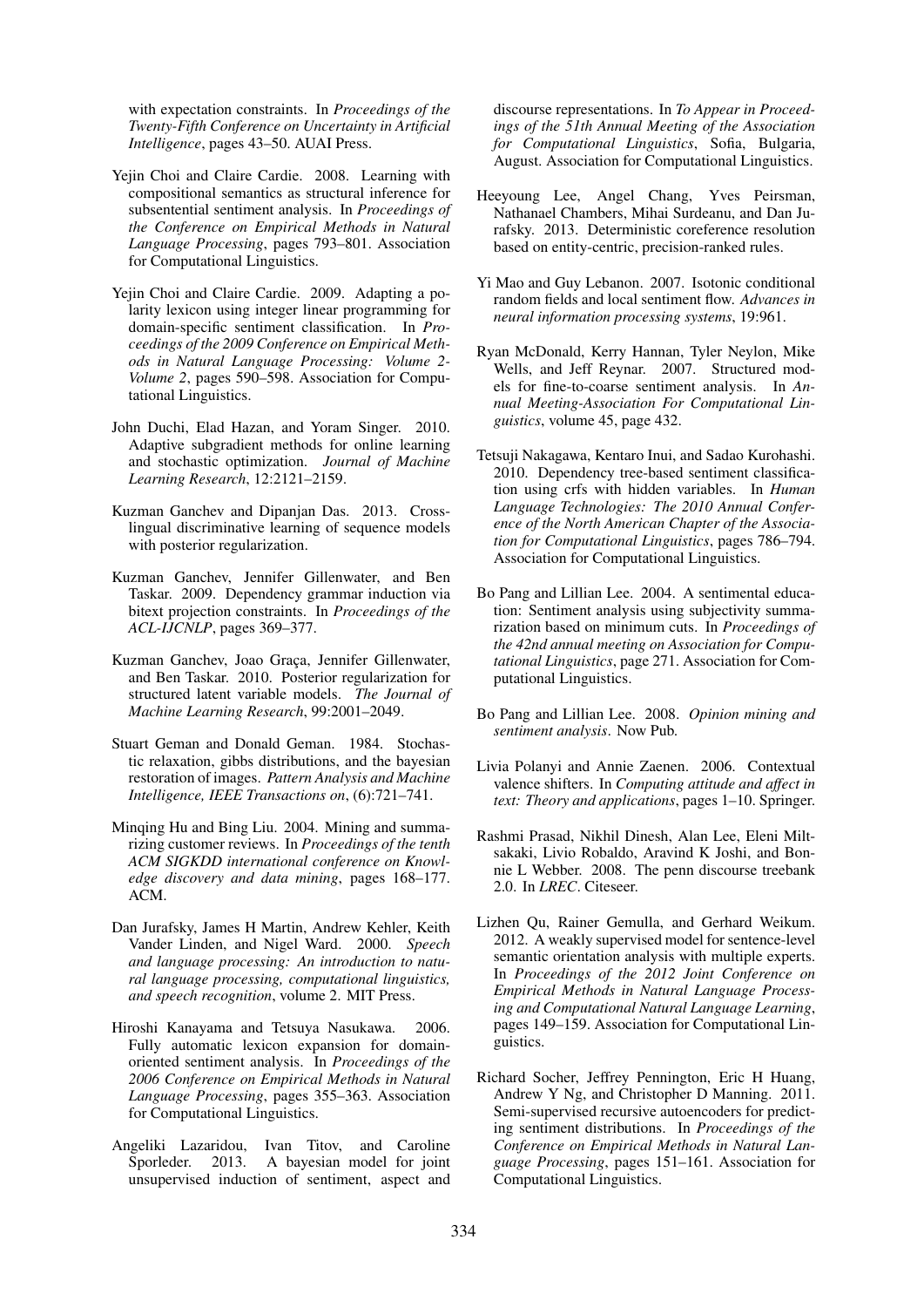with expectation constraints. In *Proceedings of the Twenty-Fifth Conference on Uncertainty in Artificial Intelligence*, pages 43–50. AUAI Press.

Yejin Choi and Claire Cardie. 2008. Learning with compositional semantics as structural inference for subsentential sentiment analysis. In *Proceedings of the Conference on Empirical Methods in Natural Language Processing*, pages 793–801. Association for Computational Linguistics.

Yejin Choi and Claire Cardie. 2009. Adapting a polarity lexicon using integer linear programming for domain-specific sentiment classification. In *Proceedings of the 2009 Conference on Empirical Methods in Natural Language Processing: Volume 2-Volume 2*, pages 590–598. Association for Computational Linguistics.

John Duchi, Elad Hazan, and Yoram Singer. 2010. Adaptive subgradient methods for online learning and stochastic optimization. *Journal of Machine Learning Research*, 12:2121–2159.

Kuzman Ganchev and Dipanjan Das. 2013. Cross-lingual discriminative learning of sequence models with posterior regularization.

Kuzman Ganchev, Jennifer Gillenwater, and Ben Taskar. 2009. Dependency grammar induction via bitext projection constraints. In *Proceedings of the ACL-IJCNLP*, pages 369–377.

Kuzman Ganchev, Joao Graça, Jennifer Gillenwater, and Ben Taskar. 2010. Posterior regularization for structured latent variable models. *The Journal of Machine Learning Research*, 99:2001–2049.

Stuart Geman and Donald Geman. 1984. Stochastic relaxation, gibbs distributions, and the bayesian restoration of images. *Pattern Analysis and Machine Intelligence, IEEE Transactions on*, (6):721–741.

Minqing Hu and Bing Liu. 2004. Mining and summarizing customer reviews. In *Proceedings of the tenth ACM SIGKDD international conference on Knowledge discovery and data mining*, pages 168–177. ACM.

Dan Jurafsky, James H Martin, Andrew Kehler, Keith Vander Linden, and Nigel Ward. 2000. *Speech and language processing: An introduction to natural language processing, computational linguistics, and speech recognition*, volume 2. MIT Press.

Hiroshi Kanayama and Tetsuya Nasukawa. 2006. Fully automatic lexicon expansion for domain-oriented sentiment analysis. In *Proceedings of the 2006 Conference on Empirical Methods in Natural Language Processing*, pages 355–363. Association for Computational Linguistics.

Angeliki Lazaridou, Ivan Titov, and Caroline Sporleder. 2013. A bayesian model for joint unsupervised induction of sentiment, aspect and discourse representations. In *To Appear in Proceedings of the 51th Annual Meeting of the Association for Computational Linguistics*, Sofia, Bulgaria, August. Association for Computational Linguistics.

Heeyoung Lee, Angel Chang, Yves Peirsman, Nathanael Chambers, Mihai Surdeanu, and Dan Jurafsky. 2013. Deterministic coreference resolution based on entity-centric, precision-ranked rules.

Yi Mao and Guy Lebanon. 2007. Isotonic conditional random fields and local sentiment flow. *Advances in neural information processing systems*, 19:961.

Ryan McDonald, Kerry Hannan, Tyler Neylon, Mike Wells, and Jeff Reynar. 2007. Structured models for fine-to-coarse sentiment analysis. In *Annual Meeting-Association For Computational Linguistics*, volume 45, page 432.

Tetsuji Nakagawa, Kentaro Inui, and Sadao Kurohashi. 2010. Dependency tree-based sentiment classification using crfs with hidden variables. In *Human Language Technologies: The 2010 Annual Conference of the North American Chapter of the Association for Computational Linguistics*, pages 786–794. Association for Computational Linguistics.

Bo Pang and Lillian Lee. 2004. A sentimental education: Sentiment analysis using subjectivity summarization based on minimum cuts. In *Proceedings of the 42nd annual meeting on Association for Computational Linguistics*, page 271. Association for Computational Linguistics.

Bo Pang and Lillian Lee. 2008. *Opinion mining and sentiment analysis*. Now Pub.

Livia Polanyi and Annie Zaenen. 2006. Contextual valence shifters. In *Computing attitude and affect in text: Theory and applications*, pages 1–10. Springer.

Rashmi Prasad, Nikhil Dinesh, Alan Lee, Eleni Miltsakaki, Livio Robaldo, Aravind K Joshi, and Bonnie L Webber. 2008. The penn discourse treebank 2.0. In *LREC*. Citeseer.

Lizhen Qu, Rainer Gemulla, and Gerhard Weikum. 2012. A weakly supervised model for sentence-level semantic orientation analysis with multiple experts. In *Proceedings of the 2012 Joint Conference on Empirical Methods in Natural Language Processing and Computational Natural Language Learning*, pages 149–159. Association for Computational Linguistics.

Richard Socher, Jeffrey Pennington, Eric H Huang, Andrew Y Ng, and Christopher D Manning. 2011. Semi-supervised recursive autoencoders for predicting sentiment distributions. In *Proceedings of the Conference on Empirical Methods in Natural Language Processing*, pages 151–161. Association for Computational Linguistics.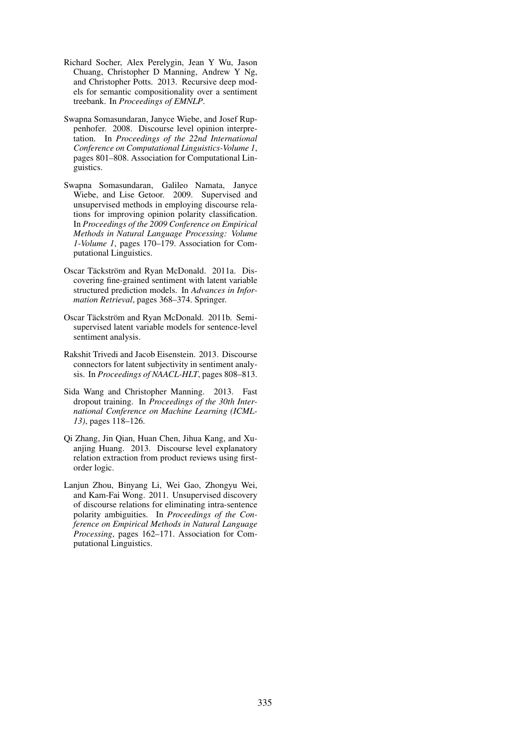Richard Socher, Alex Perelygin, Jean Y Wu, Jason Chuang, Christopher D Manning, Andrew Y Ng, and Christopher Potts. 2013. Recursive deep models for semantic compositionality over a sentiment treebank. In *Proceedings of EMNLP*.

Swapna Somasundaran, Janyce Wiebe, and Josef Ruppenhofer. 2008. Discourse level opinion interpretation. In *Proceedings of the 22nd International Conference on Computational Linguistics-Volume 1*, pages 801–808. Association for Computational Linguistics.

Swapna Somasundaran, Galileo Namata, Janyce Wiebe, and Lise Getoor. 2009. Supervised and unsupervised methods in employing discourse relations for improving opinion polarity classification. In *Proceedings of the 2009 Conference on Empirical Methods in Natural Language Processing: Volume 1-Volume 1*, pages 170–179. Association for Computational Linguistics.

Oscar Täckström and Ryan McDonald. 2011a. Discovering fine-grained sentiment with latent variable structured prediction models. In *Advances in Information Retrieval*, pages 368–374. Springer.

Oscar Täckström and Ryan McDonald. 2011b. Semi-supervised latent variable models for sentence-level sentiment analysis.

Rakshit Trivedi and Jacob Eisenstein. 2013. Discourse connectors for latent subjectivity in sentiment analysis. In *Proceedings of NAACL-HLT*, pages 808–813.

Sida Wang and Christopher Manning. 2013. Fast dropout training. In *Proceedings of the 30th International Conference on Machine Learning (ICML-13)*, pages 118–126.

Qi Zhang, Jin Qian, Huan Chen, Jihua Kang, and Xuanjing Huang. 2013. Discourse level explanatory relation extraction from product reviews using first-order logic.

Lanjun Zhou, Binyang Li, Wei Gao, Zhongyu Wei, and Kam-Fai Wong. 2011. Unsupervised discovery of discourse relations for eliminating intra-sentence polarity ambiguities. In *Proceedings of the Conference on Empirical Methods in Natural Language Processing*, pages 162–171. Association for Computational Linguistics.